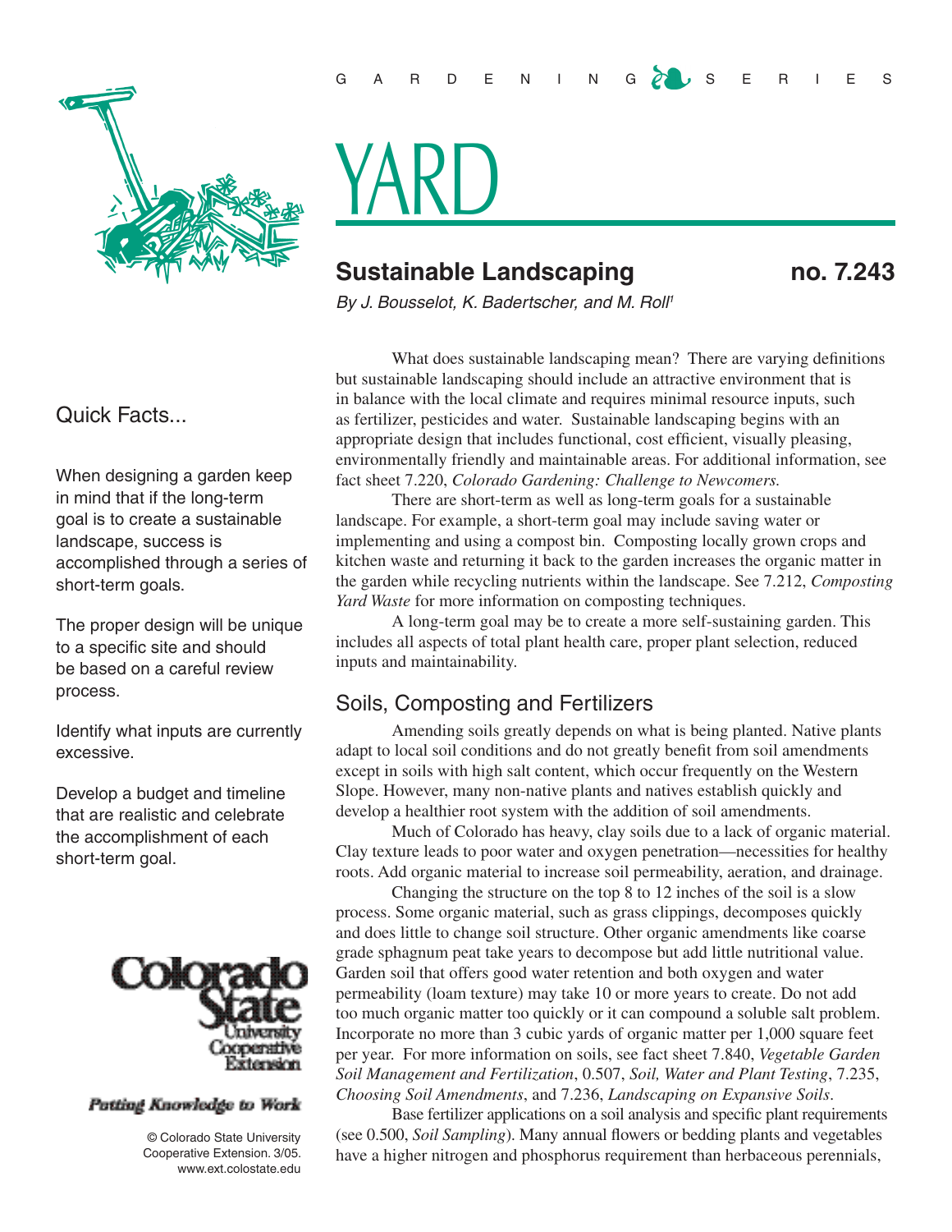GARDENING SERIES

# YARD

## Sustainable Landscaping — no. 7.243

*By J. Bousselot, K. Badertscher, and M. Roll*[1]

### Quick Facts...

When designing a garden keep in mind that if the long-term goal is to create a sustainable landscape, success is accomplished through a series of short-term goals.

The proper design will be unique to a specific site and should be based on a careful review process.

Identify what inputs are currently excessive.

Develop a budget and timeline that are realistic and celebrate the accomplishment of each short-term goal.

Colorado State University Cooperative Extension

*Putting Knowledge to Work*

© Colorado State University Cooperative Extension. 3/05. www.ext.colostate.edu

What does sustainable landscaping mean? There are varying definitions but sustainable landscaping should include an attractive environment that is in balance with the local climate and requires minimal resource inputs, such as fertilizer, pesticides and water. Sustainable landscaping begins with an appropriate design that includes functional, cost efficient, visually pleasing, environmentally friendly and maintainable areas. For additional information, see fact sheet 7.220, *Colorado Gardening: Challenge to Newcomers.*

There are short-term as well as long-term goals for a sustainable landscape. For example, a short-term goal may include saving water or implementing and using a compost bin. Composting locally grown crops and kitchen waste and returning it back to the garden increases the organic matter in the garden while recycling nutrients within the landscape. See 7.212, *Composting Yard Waste* for more information on composting techniques.

A long-term goal may be to create a more self-sustaining garden. This includes all aspects of total plant health care, proper plant selection, reduced inputs and maintainability.

## Soils, Composting and Fertilizers

Amending soils greatly depends on what is being planted. Native plants adapt to local soil conditions and do not greatly benefit from soil amendments except in soils with high salt content, which occur frequently on the Western Slope. However, many non-native plants and natives establish quickly and develop a healthier root system with the addition of soil amendments.

Much of Colorado has heavy, clay soils due to a lack of organic material. Clay texture leads to poor water and oxygen penetration—necessities for healthy roots. Add organic material to increase soil permeability, aeration, and drainage.

Changing the structure on the top 8 to 12 inches of the soil is a slow process. Some organic material, such as grass clippings, decomposes quickly and does little to change soil structure. Other organic amendments like coarse grade sphagnum peat take years to decompose but add little nutritional value. Garden soil that offers good water retention and both oxygen and water permeability (loam texture) may take 10 or more years to create. Do not add too much organic matter too quickly or it can compound a soluble salt problem. Incorporate no more than 3 cubic yards of organic matter per 1,000 square feet per year. For more information on soils, see fact sheet 7.840, *Vegetable Garden Soil Management and Fertilization*, 0.507, *Soil, Water and Plant Testing*, 7.235, *Choosing Soil Amendments*, and 7.236, *Landscaping on Expansive Soils*.

Base fertilizer applications on a soil analysis and specific plant requirements (see 0.500, *Soil Sampling*). Many annual flowers or bedding plants and vegetables have a higher nitrogen and phosphorus requirement than herbaceous perennials,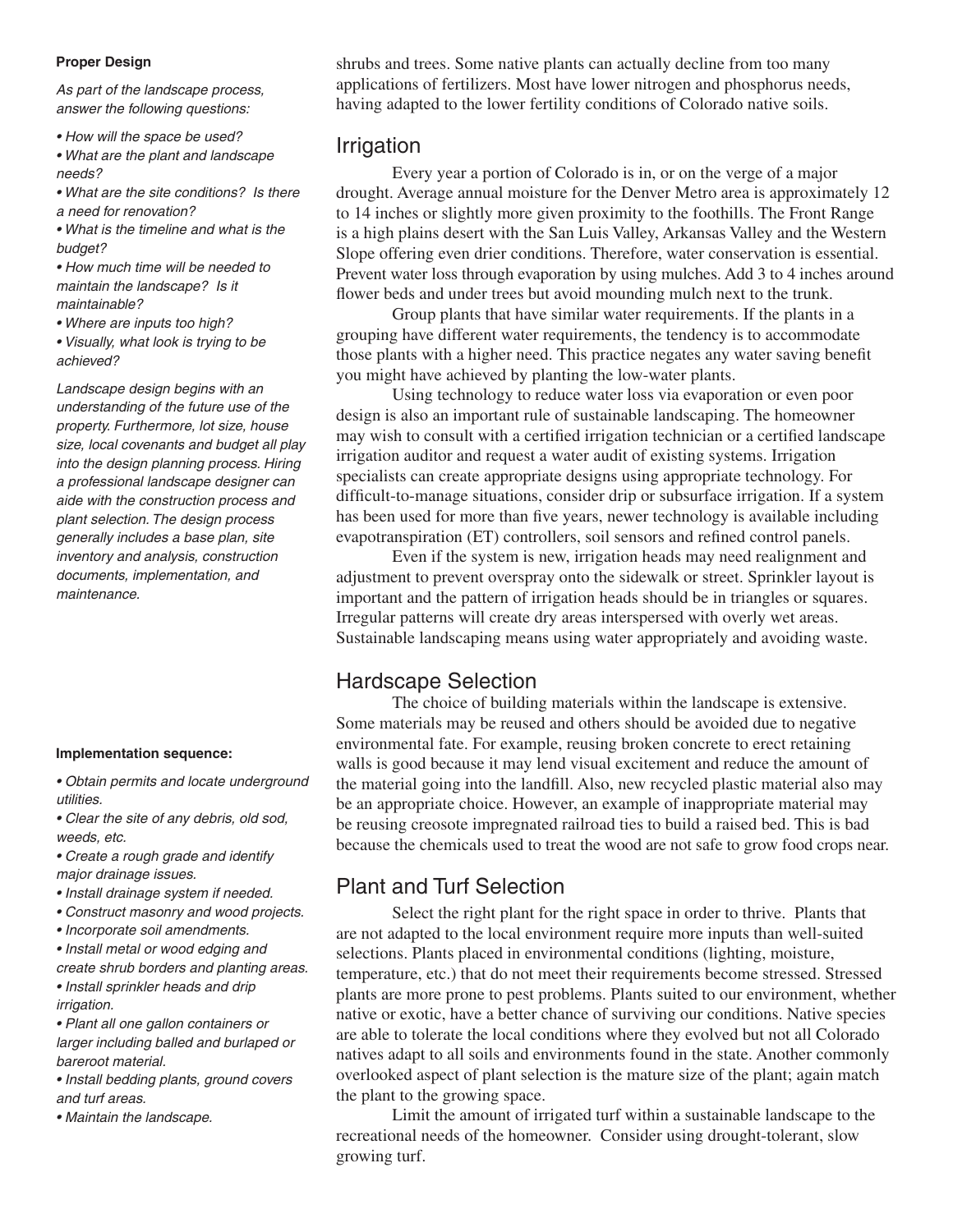shrubs and trees. Some native plants can actually decline from too many applications of fertilizers. Most have lower nitrogen and phosphorus needs, having adapted to the lower fertility conditions of Colorado native soils.

## Irrigation

Every year a portion of Colorado is in, or on the verge of a major drought. Average annual moisture for the Denver Metro area is approximately 12 to 14 inches or slightly more given proximity to the foothills. The Front Range is a high plains desert with the San Luis Valley, Arkansas Valley and the Western Slope offering even drier conditions. Therefore, water conservation is essential. Prevent water loss through evaporation by using mulches. Add 3 to 4 inches around flower beds and under trees but avoid mounding mulch next to the trunk.

Group plants that have similar water requirements. If the plants in a grouping have different water requirements, the tendency is to accommodate those plants with a higher need. This practice negates any water saving benefit you might have achieved by planting the low-water plants.

Using technology to reduce water loss via evaporation or even poor design is also an important rule of sustainable landscaping. The homeowner may wish to consult with a certified irrigation technician or a certified landscape irrigation auditor and request a water audit of existing systems. Irrigation specialists can create appropriate designs using appropriate technology. For difficult-to-manage situations, consider drip or subsurface irrigation. If a system has been used for more than five years, newer technology is available including evapotranspiration (ET) controllers, soil sensors and refined control panels.

Even if the system is new, irrigation heads may need realignment and adjustment to prevent overspray onto the sidewalk or street. Sprinkler layout is important and the pattern of irrigation heads should be in triangles or squares. Irregular patterns will create dry areas interspersed with overly wet areas. Sustainable landscaping means using water appropriately and avoiding waste.

## Hardscape Selection

The choice of building materials within the landscape is extensive. Some materials may be reused and others should be avoided due to negative environmental fate. For example, reusing broken concrete to erect retaining walls is good because it may lend visual excitement and reduce the amount of the material going into the landfill. Also, new recycled plastic material also may be an appropriate choice. However, an example of inappropriate material may be reusing creosote impregnated railroad ties to build a raised bed. This is bad because the chemicals used to treat the wood are not safe to grow food crops near.

## Plant and Turf Selection

Select the right plant for the right space in order to thrive. Plants that are not adapted to the local environment require more inputs than well-suited selections. Plants placed in environmental conditions (lighting, moisture, temperature, etc.) that do not meet their requirements become stressed. Stressed plants are more prone to pest problems. Plants suited to our environment, whether native or exotic, have a better chance of surviving our conditions. Native species are able to tolerate the local conditions where they evolved but not all Colorado natives adapt to all soils and environments found in the state. Another commonly overlooked aspect of plant selection is the mature size of the plant; again match the plant to the growing space.

Limit the amount of irrigated turf within a sustainable landscape to the recreational needs of the homeowner. Consider using drought-tolerant, slow growing turf.

**Proper Design**

*As part of the landscape process, answer the following questions:*

- *How will the space be used?*
- *What are the plant and landscape needs?*
- *What are the site conditions? Is there a need for renovation?*
- *What is the timeline and what is the budget?*
- *How much time will be needed to maintain the landscape? Is it maintainable?*
- *Where are inputs too high?*
- *Visually, what look is trying to be achieved?*

*Landscape design begins with an understanding of the future use of the property. Furthermore, lot size, house size, local covenants and budget all play into the design planning process. Hiring a professional landscape designer can aide with the construction process and plant selection. The design process generally includes a base plan, site inventory and analysis, construction documents, implementation, and maintenance.*

**Implementation sequence:**

- *Obtain permits and locate underground utilities.*
- *Clear the site of any debris, old sod, weeds, etc.*
- *Create a rough grade and identify major drainage issues.*
- *Install drainage system if needed.*
- *Construct masonry and wood projects.*
- *Incorporate soil amendments.*
- *Install metal or wood edging and create shrub borders and planting areas.*
- *Install sprinkler heads and drip irrigation.*
- *Plant all one gallon containers or larger including balled and burlaped or bareroot material.*
- *Install bedding plants, ground covers and turf areas.*
- *Maintain the landscape.*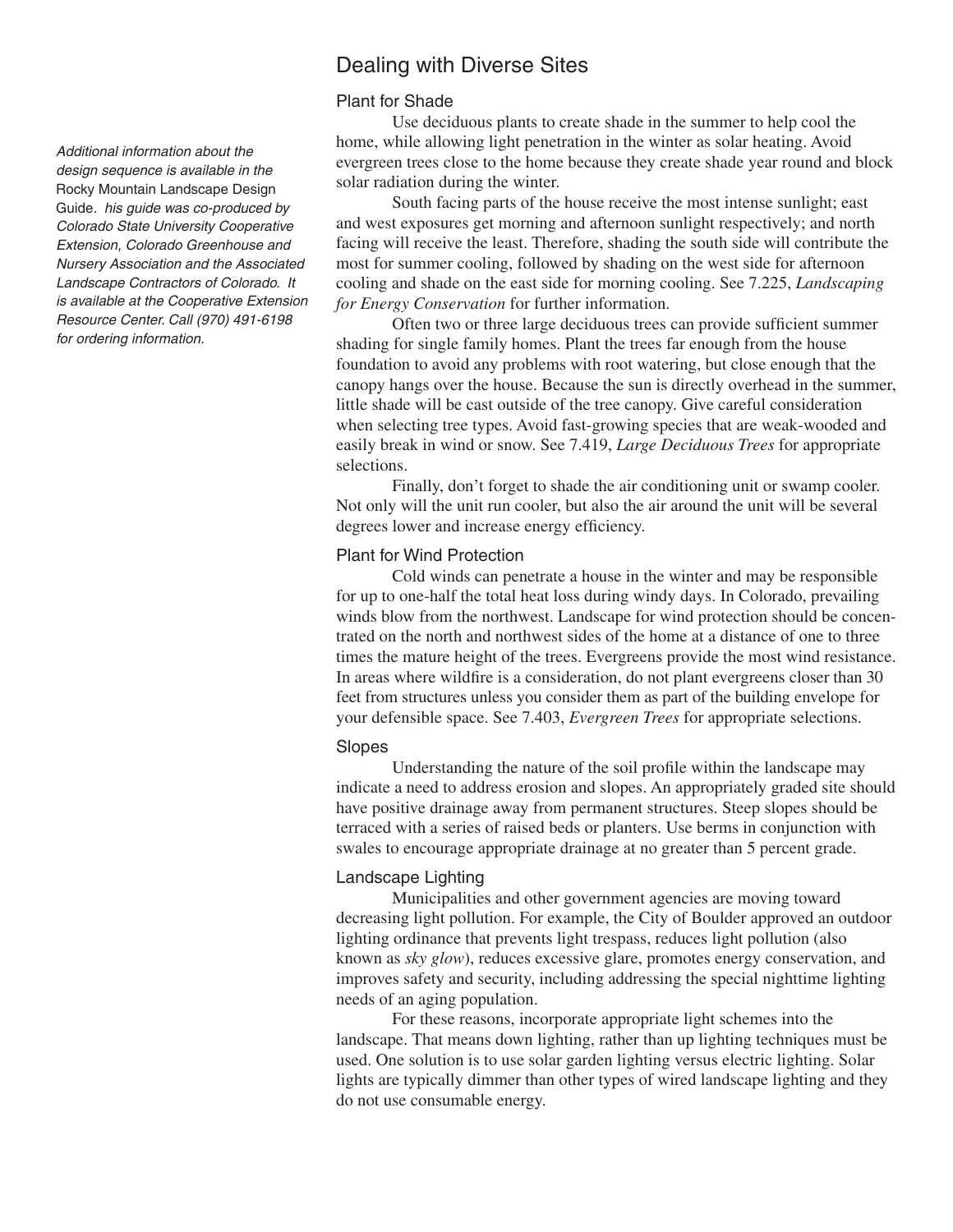## Dealing with Diverse Sites

*Additional information about the design sequence is available in the* Rocky Mountain Landscape Design Guide. *his guide was co-produced by Colorado State University Cooperative Extension, Colorado Greenhouse and Nursery Association and the Associated Landscape Contractors of Colorado. It is available at the Cooperative Extension Resource Center. Call (970) 491-6198 for ordering information.*

### Plant for Shade

Use deciduous plants to create shade in the summer to help cool the home, while allowing light penetration in the winter as solar heating. Avoid evergreen trees close to the home because they create shade year round and block solar radiation during the winter.

South facing parts of the house receive the most intense sunlight; east and west exposures get morning and afternoon sunlight respectively; and north facing will receive the least. Therefore, shading the south side will contribute the most for summer cooling, followed by shading on the west side for afternoon cooling and shade on the east side for morning cooling. See 7.225, *Landscaping for Energy Conservation* for further information.

Often two or three large deciduous trees can provide sufficient summer shading for single family homes. Plant the trees far enough from the house foundation to avoid any problems with root watering, but close enough that the canopy hangs over the house. Because the sun is directly overhead in the summer, little shade will be cast outside of the tree canopy. Give careful consideration when selecting tree types. Avoid fast-growing species that are weak-wooded and easily break in wind or snow. See 7.419, *Large Deciduous Trees* for appropriate selections.

Finally, don't forget to shade the air conditioning unit or swamp cooler. Not only will the unit run cooler, but also the air around the unit will be several degrees lower and increase energy efficiency.

### Plant for Wind Protection

Cold winds can penetrate a house in the winter and may be responsible for up to one-half the total heat loss during windy days. In Colorado, prevailing winds blow from the northwest. Landscape for wind protection should be concentrated on the north and northwest sides of the home at a distance of one to three times the mature height of the trees. Evergreens provide the most wind resistance. In areas where wildfire is a consideration, do not plant evergreens closer than 30 feet from structures unless you consider them as part of the building envelope for your defensible space. See 7.403, *Evergreen Trees* for appropriate selections.

### Slopes

Understanding the nature of the soil profile within the landscape may indicate a need to address erosion and slopes. An appropriately graded site should have positive drainage away from permanent structures. Steep slopes should be terraced with a series of raised beds or planters. Use berms in conjunction with swales to encourage appropriate drainage at no greater than 5 percent grade.

### Landscape Lighting

Municipalities and other government agencies are moving toward decreasing light pollution. For example, the City of Boulder approved an outdoor lighting ordinance that prevents light trespass, reduces light pollution (also known as *sky glow*), reduces excessive glare, promotes energy conservation, and improves safety and security, including addressing the special nighttime lighting needs of an aging population.

For these reasons, incorporate appropriate light schemes into the landscape. That means down lighting, rather than up lighting techniques must be used. One solution is to use solar garden lighting versus electric lighting. Solar lights are typically dimmer than other types of wired landscape lighting and they do not use consumable energy.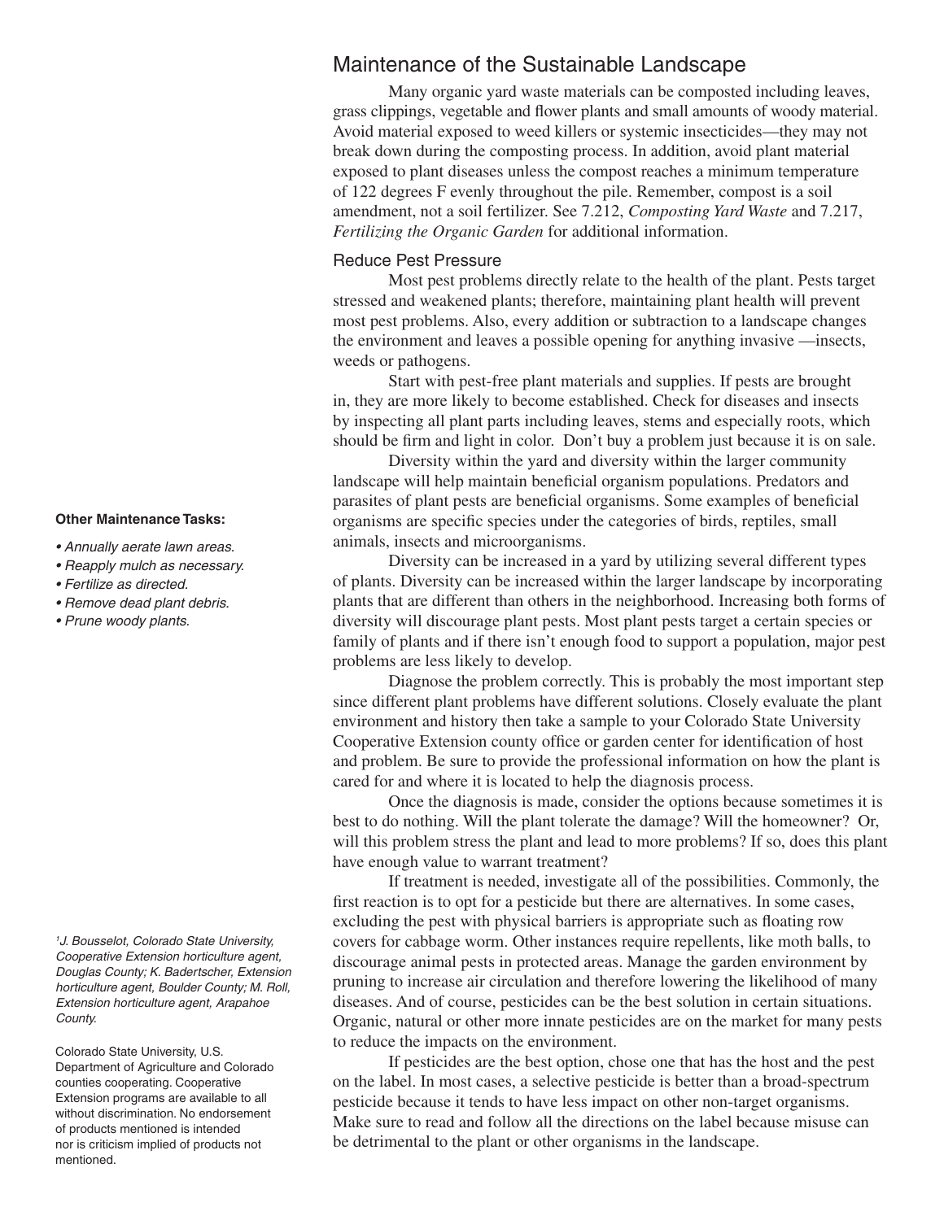## Maintenance of the Sustainable Landscape

Many organic yard waste materials can be composted including leaves, grass clippings, vegetable and flower plants and small amounts of woody material. Avoid material exposed to weed killers or systemic insecticides—they may not break down during the composting process. In addition, avoid plant material exposed to plant diseases unless the compost reaches a minimum temperature of 122 degrees F evenly throughout the pile. Remember, compost is a soil amendment, not a soil fertilizer. See 7.212, *Composting Yard Waste* and 7.217, *Fertilizing the Organic Garden* for additional information.

### Reduce Pest Pressure

Most pest problems directly relate to the health of the plant. Pests target stressed and weakened plants; therefore, maintaining plant health will prevent most pest problems. Also, every addition or subtraction to a landscape changes the environment and leaves a possible opening for anything invasive —insects, weeds or pathogens.

Start with pest-free plant materials and supplies. If pests are brought in, they are more likely to become established. Check for diseases and insects by inspecting all plant parts including leaves, stems and especially roots, which should be firm and light in color. Don't buy a problem just because it is on sale.

Diversity within the yard and diversity within the larger community landscape will help maintain beneficial organism populations. Predators and parasites of plant pests are beneficial organisms. Some examples of beneficial organisms are specific species under the categories of birds, reptiles, small animals, insects and microorganisms.

Diversity can be increased in a yard by utilizing several different types of plants. Diversity can be increased within the larger landscape by incorporating plants that are different than others in the neighborhood. Increasing both forms of diversity will discourage plant pests. Most plant pests target a certain species or family of plants and if there isn't enough food to support a population, major pest problems are less likely to develop.

Diagnose the problem correctly. This is probably the most important step since different plant problems have different solutions. Closely evaluate the plant environment and history then take a sample to your Colorado State University Cooperative Extension county office or garden center for identification of host and problem. Be sure to provide the professional information on how the plant is cared for and where it is located to help the diagnosis process.

Once the diagnosis is made, consider the options because sometimes it is best to do nothing. Will the plant tolerate the damage? Will the homeowner? Or, will this problem stress the plant and lead to more problems? If so, does this plant have enough value to warrant treatment?

If treatment is needed, investigate all of the possibilities. Commonly, the first reaction is to opt for a pesticide but there are alternatives. In some cases, excluding the pest with physical barriers is appropriate such as floating row covers for cabbage worm. Other instances require repellents, like moth balls, to discourage animal pests in protected areas. Manage the garden environment by pruning to increase air circulation and therefore lowering the likelihood of many diseases. And of course, pesticides can be the best solution in certain situations. Organic, natural or other more innate pesticides are on the market for many pests to reduce the impacts on the environment.

If pesticides are the best option, chose one that has the host and the pest on the label. In most cases, a selective pesticide is better than a broad-spectrum pesticide because it tends to have less impact on other non-target organisms. Make sure to read and follow all the directions on the label because misuse can be detrimental to the plant or other organisms in the landscape.

**Other Maintenance Tasks:**

- *Annually aerate lawn areas.*
- *Reapply mulch as necessary.*
- *Fertilize as directed.*
- *Remove dead plant debris.*
- *Prune woody plants.*

*[1]J. Bousselot, Colorado State University, Cooperative Extension horticulture agent, Douglas County; K. Badertscher, Extension horticulture agent, Boulder County; M. Roll, Extension horticulture agent, Arapahoe County.*

Colorado State University, U.S. Department of Agriculture and Colorado counties cooperating. Cooperative Extension programs are available to all without discrimination. No endorsement of products mentioned is intended nor is criticism implied of products not mentioned.